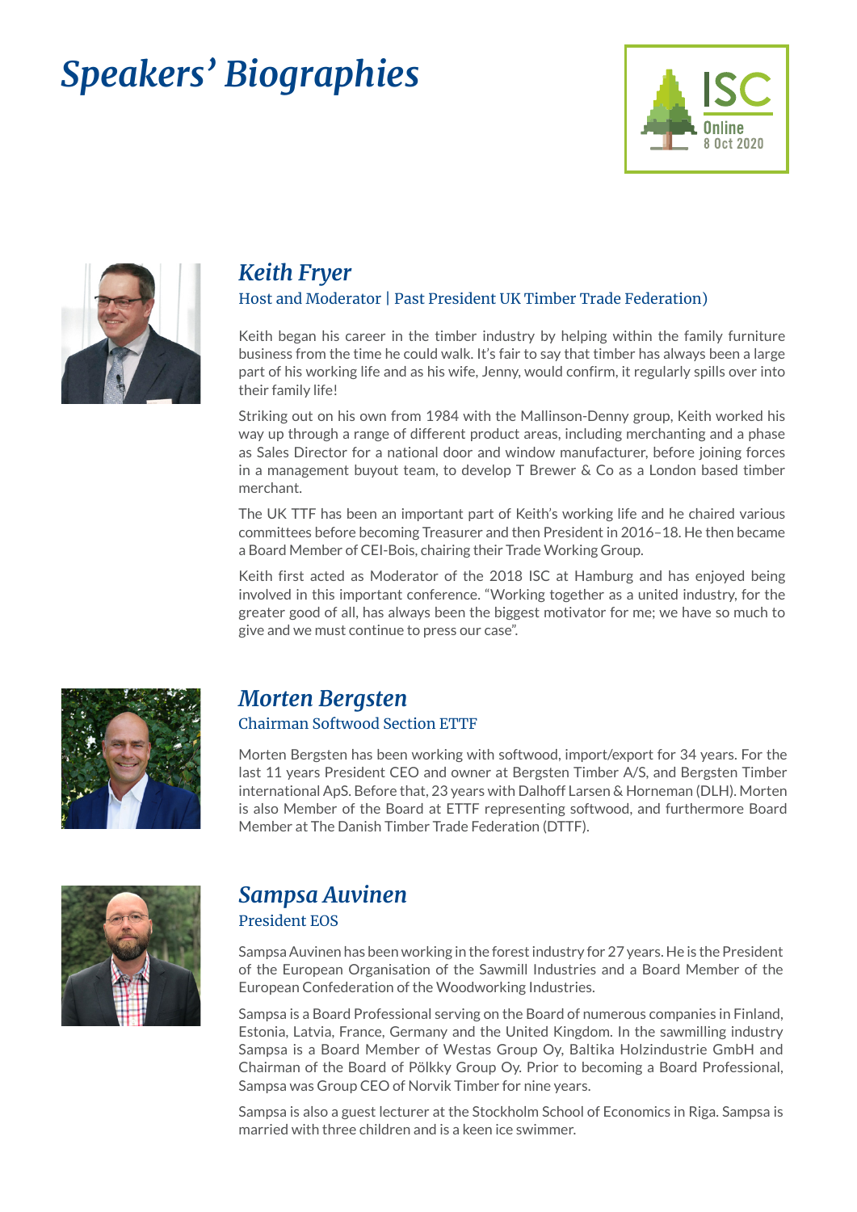# *Speakers' Biographies*

ISC
Online
8 Oct 2020

## *Keith Fryer*

Host and Moderator | Past President UK Timber Trade Federation)

Keith began his career in the timber industry by helping within the family furniture business from the time he could walk. It's fair to say that timber has always been a large part of his working life and as his wife, Jenny, would confirm, it regularly spills over into their family life!

Striking out on his own from 1984 with the Mallinson-Denny group, Keith worked his way up through a range of different product areas, including merchanting and a phase as Sales Director for a national door and window manufacturer, before joining forces in a management buyout team, to develop T Brewer & Co as a London based timber merchant.

The UK TTF has been an important part of Keith's working life and he chaired various committees before becoming Treasurer and then President in 2016–18. He then became a Board Member of CEI-Bois, chairing their Trade Working Group.

Keith first acted as Moderator of the 2018 ISC at Hamburg and has enjoyed being involved in this important conference. "Working together as a united industry, for the greater good of all, has always been the biggest motivator for me; we have so much to give and we must continue to press our case".

## *Morten Bergsten*

Chairman Softwood Section ETTF

Morten Bergsten has been working with softwood, import/export for 34 years. For the last 11 years President CEO and owner at Bergsten Timber A/S, and Bergsten Timber international ApS. Before that, 23 years with Dalhoff Larsen & Horneman (DLH). Morten is also Member of the Board at ETTF representing softwood, and furthermore Board Member at The Danish Timber Trade Federation (DTTF).

## *Sampsa Auvinen*

President EOS

Sampsa Auvinen has been working in the forest industry for 27 years. He is the President of the European Organisation of the Sawmill Industries and a Board Member of the European Confederation of the Woodworking Industries.

Sampsa is a Board Professional serving on the Board of numerous companies in Finland, Estonia, Latvia, France, Germany and the United Kingdom. In the sawmilling industry Sampsa is a Board Member of Westas Group Oy, Baltika Holzindustrie GmbH and Chairman of the Board of Pölkky Group Oy. Prior to becoming a Board Professional, Sampsa was Group CEO of Norvik Timber for nine years.

Sampsa is also a guest lecturer at the Stockholm School of Economics in Riga. Sampsa is married with three children and is a keen ice swimmer.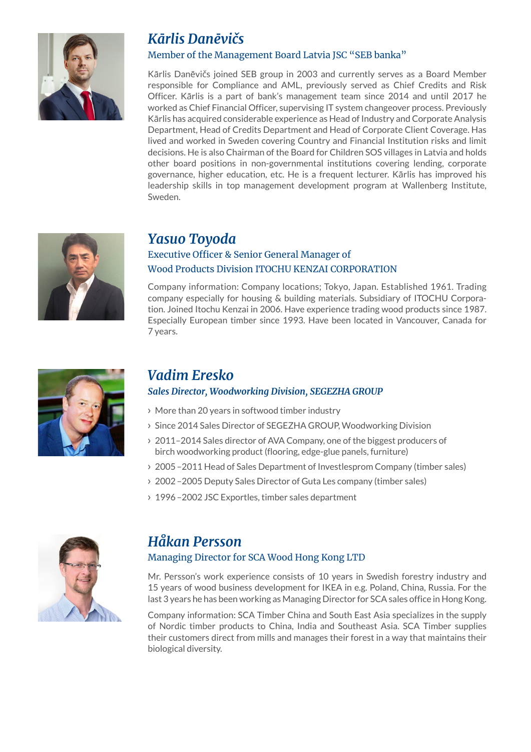## *Kārlis Danēvičs*

Member of the Management Board Latvia JSC "SEB banka"

Kārlis Danēvičs joined SEB group in 2003 and currently serves as a Board Member responsible for Compliance and AML, previously served as Chief Credits and Risk Officer. Kārlis is a part of bank's management team since 2014 and until 2017 he worked as Chief Financial Officer, supervising IT system changeover process. Previously Kārlis has acquired considerable experience as Head of Industry and Corporate Analysis Department, Head of Credits Department and Head of Corporate Client Coverage. Has lived and worked in Sweden covering Country and Financial Institution risks and limit decisions. He is also Chairman of the Board for Children SOS villages in Latvia and holds other board positions in non-governmental institutions covering lending, corporate governance, higher education, etc. He is a frequent lecturer. Kārlis has improved his leadership skills in top management development program at Wallenberg Institute, Sweden.

## *Yasuo Toyoda*

Executive Officer & Senior General Manager of
Wood Products Division ITOCHU KENZAI CORPORATION

Company information: Company locations; Tokyo, Japan. Established 1961. Trading company especially for housing & building materials. Subsidiary of ITOCHU Corporation. Joined Itochu Kenzai in 2006. Have experience trading wood products since 1987. Especially European timber since 1993. Have been located in Vancouver, Canada for 7 years.

## *Vadim Eresko*

*Sales Director, Woodworking Division, SEGEZHA GROUP*

- More than 20 years in softwood timber industry
- Since 2014 Sales Director of SEGEZHA GROUP, Woodworking Division
- 2011–2014 Sales director of AVA Company, one of the biggest producers of birch woodworking product (flooring, edge-glue panels, furniture)
- 2005 –2011 Head of Sales Department of Investlesprom Company (timber sales)
- 2002 –2005 Deputy Sales Director of Guta Les company (timber sales)
- 1996 –2002 JSC Exportles, timber sales department

## *Håkan Persson*

Managing Director for SCA Wood Hong Kong LTD

Mr. Persson's work experience consists of 10 years in Swedish forestry industry and 15 years of wood business development for IKEA in e.g. Poland, China, Russia. For the last 3 years he has been working as Managing Director for SCA sales office in Hong Kong.

Company information: SCA Timber China and South East Asia specializes in the supply of Nordic timber products to China, India and Southeast Asia. SCA Timber supplies their customers direct from mills and manages their forest in a way that maintains their biological diversity.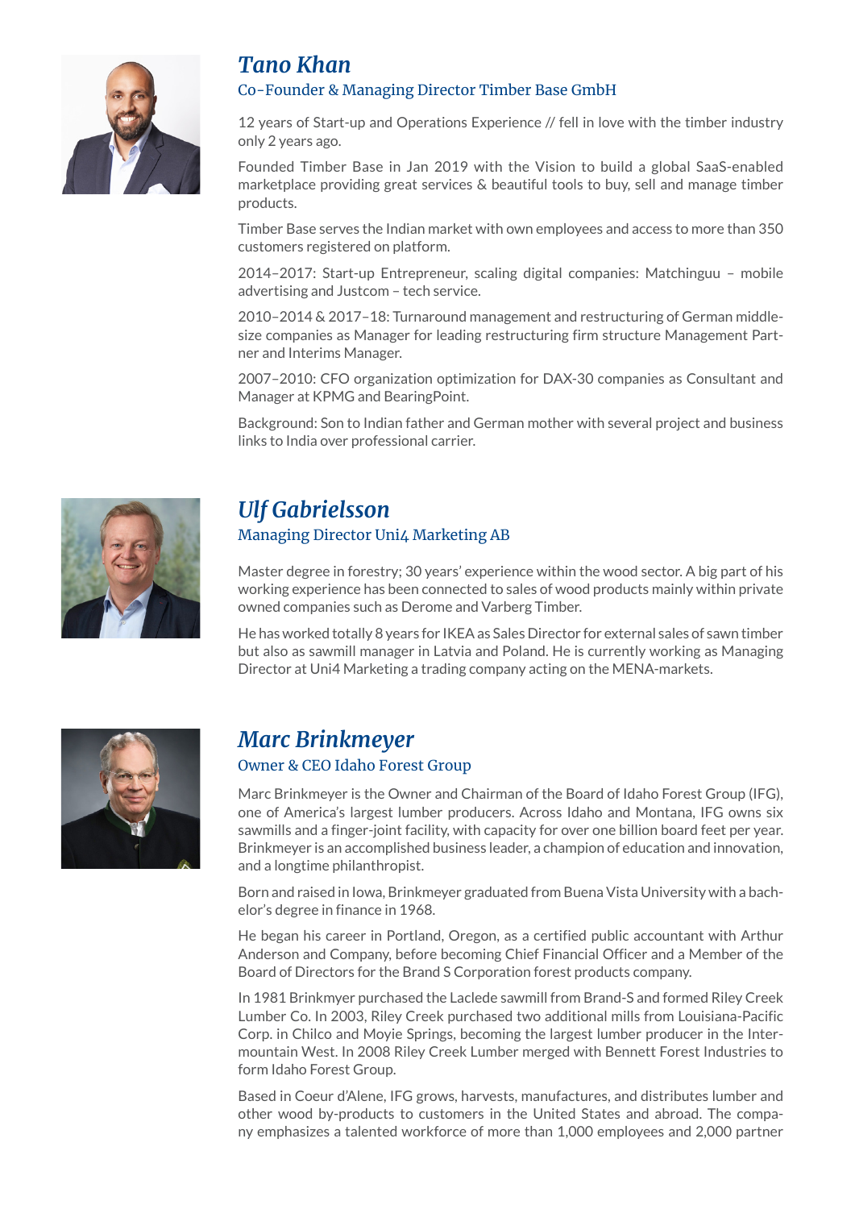## *Tano Khan*

### Co-Founder & Managing Director Timber Base GmbH

12 years of Start-up and Operations Experience // fell in love with the timber industry only 2 years ago.

Founded Timber Base in Jan 2019 with the Vision to build a global SaaS-enabled marketplace providing great services & beautiful tools to buy, sell and manage timber products.

Timber Base serves the Indian market with own employees and access to more than 350 customers registered on platform.

2014–2017: Start-up Entrepreneur, scaling digital companies: Matchinguu – mobile advertising and Justcom – tech service.

2010–2014 & 2017–18: Turnaround management and restructuring of German middle-size companies as Manager for leading restructuring firm structure Management Partner and Interims Manager.

2007–2010: CFO organization optimization for DAX-30 companies as Consultant and Manager at KPMG and BearingPoint.

Background: Son to Indian father and German mother with several project and business links to India over professional carrier.

## *Ulf Gabrielsson*

### Managing Director Uni4 Marketing AB

Master degree in forestry; 30 years' experience within the wood sector. A big part of his working experience has been connected to sales of wood products mainly within private owned companies such as Derome and Varberg Timber.

He has worked totally 8 years for IKEA as Sales Director for external sales of sawn timber but also as sawmill manager in Latvia and Poland. He is currently working as Managing Director at Uni4 Marketing a trading company acting on the MENA-markets.

## *Marc Brinkmeyer*

### Owner & CEO Idaho Forest Group

Marc Brinkmeyer is the Owner and Chairman of the Board of Idaho Forest Group (IFG), one of America's largest lumber producers. Across Idaho and Montana, IFG owns six sawmills and a finger-joint facility, with capacity for over one billion board feet per year. Brinkmeyer is an accomplished business leader, a champion of education and innovation, and a longtime philanthropist.

Born and raised in Iowa, Brinkmeyer graduated from Buena Vista University with a bachelor's degree in finance in 1968.

He began his career in Portland, Oregon, as a certified public accountant with Arthur Anderson and Company, before becoming Chief Financial Officer and a Member of the Board of Directors for the Brand S Corporation forest products company.

In 1981 Brinkmyer purchased the Laclede sawmill from Brand-S and formed Riley Creek Lumber Co. In 2003, Riley Creek purchased two additional mills from Louisiana-Pacific Corp. in Chilco and Moyie Springs, becoming the largest lumber producer in the Intermountain West. In 2008 Riley Creek Lumber merged with Bennett Forest Industries to form Idaho Forest Group.

Based in Coeur d'Alene, IFG grows, harvests, manufactures, and distributes lumber and other wood by-products to customers in the United States and abroad. The company emphasizes a talented workforce of more than 1,000 employees and 2,000 partner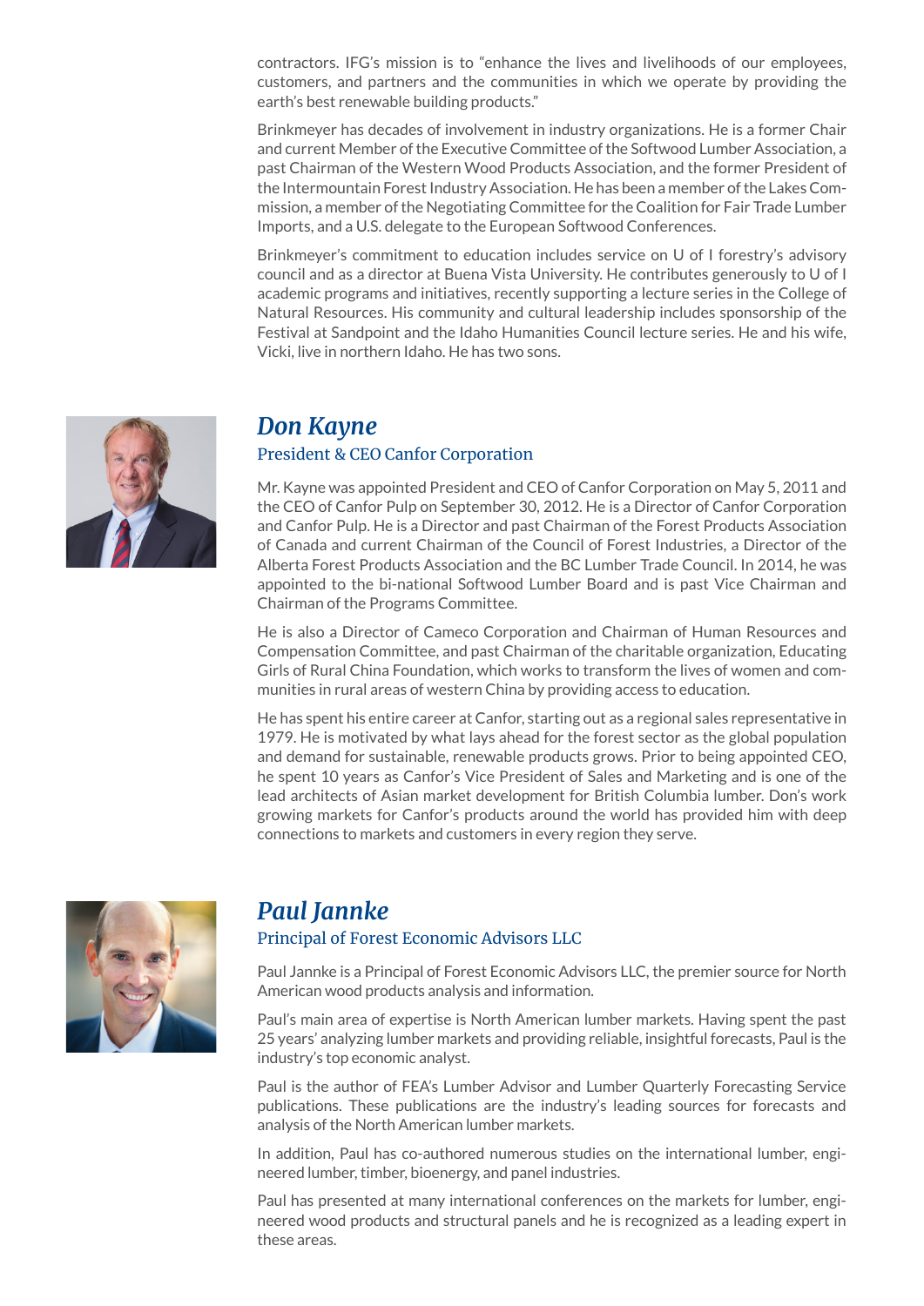contractors. IFG's mission is to "enhance the lives and livelihoods of our employees, customers, and partners and the communities in which we operate by providing the earth's best renewable building products."

Brinkmeyer has decades of involvement in industry organizations. He is a former Chair and current Member of the Executive Committee of the Softwood Lumber Association, a past Chairman of the Western Wood Products Association, and the former President of the Intermountain Forest Industry Association. He has been a member of the Lakes Commission, a member of the Negotiating Committee for the Coalition for Fair Trade Lumber Imports, and a U.S. delegate to the European Softwood Conferences.

Brinkmeyer's commitment to education includes service on U of I forestry's advisory council and as a director at Buena Vista University. He contributes generously to U of I academic programs and initiatives, recently supporting a lecture series in the College of Natural Resources. His community and cultural leadership includes sponsorship of the Festival at Sandpoint and the Idaho Humanities Council lecture series. He and his wife, Vicki, live in northern Idaho. He has two sons.

## *Don Kayne*

### President & CEO Canfor Corporation

Mr. Kayne was appointed President and CEO of Canfor Corporation on May 5, 2011 and the CEO of Canfor Pulp on September 30, 2012. He is a Director of Canfor Corporation and Canfor Pulp. He is a Director and past Chairman of the Forest Products Association of Canada and current Chairman of the Council of Forest Industries, a Director of the Alberta Forest Products Association and the BC Lumber Trade Council. In 2014, he was appointed to the bi-national Softwood Lumber Board and is past Vice Chairman and Chairman of the Programs Committee.

He is also a Director of Cameco Corporation and Chairman of Human Resources and Compensation Committee, and past Chairman of the charitable organization, Educating Girls of Rural China Foundation, which works to transform the lives of women and communities in rural areas of western China by providing access to education.

He has spent his entire career at Canfor, starting out as a regional sales representative in 1979. He is motivated by what lays ahead for the forest sector as the global population and demand for sustainable, renewable products grows. Prior to being appointed CEO, he spent 10 years as Canfor's Vice President of Sales and Marketing and is one of the lead architects of Asian market development for British Columbia lumber. Don's work growing markets for Canfor's products around the world has provided him with deep connections to markets and customers in every region they serve.

## *Paul Jannke*

### Principal of Forest Economic Advisors LLC

Paul Jannke is a Principal of Forest Economic Advisors LLC, the premier source for North American wood products analysis and information.

Paul's main area of expertise is North American lumber markets. Having spent the past 25 years' analyzing lumber markets and providing reliable, insightful forecasts, Paul is the industry's top economic analyst.

Paul is the author of FEA's Lumber Advisor and Lumber Quarterly Forecasting Service publications. These publications are the industry's leading sources for forecasts and analysis of the North American lumber markets.

In addition, Paul has co-authored numerous studies on the international lumber, engineered lumber, timber, bioenergy, and panel industries.

Paul has presented at many international conferences on the markets for lumber, engineered wood products and structural panels and he is recognized as a leading expert in these areas.